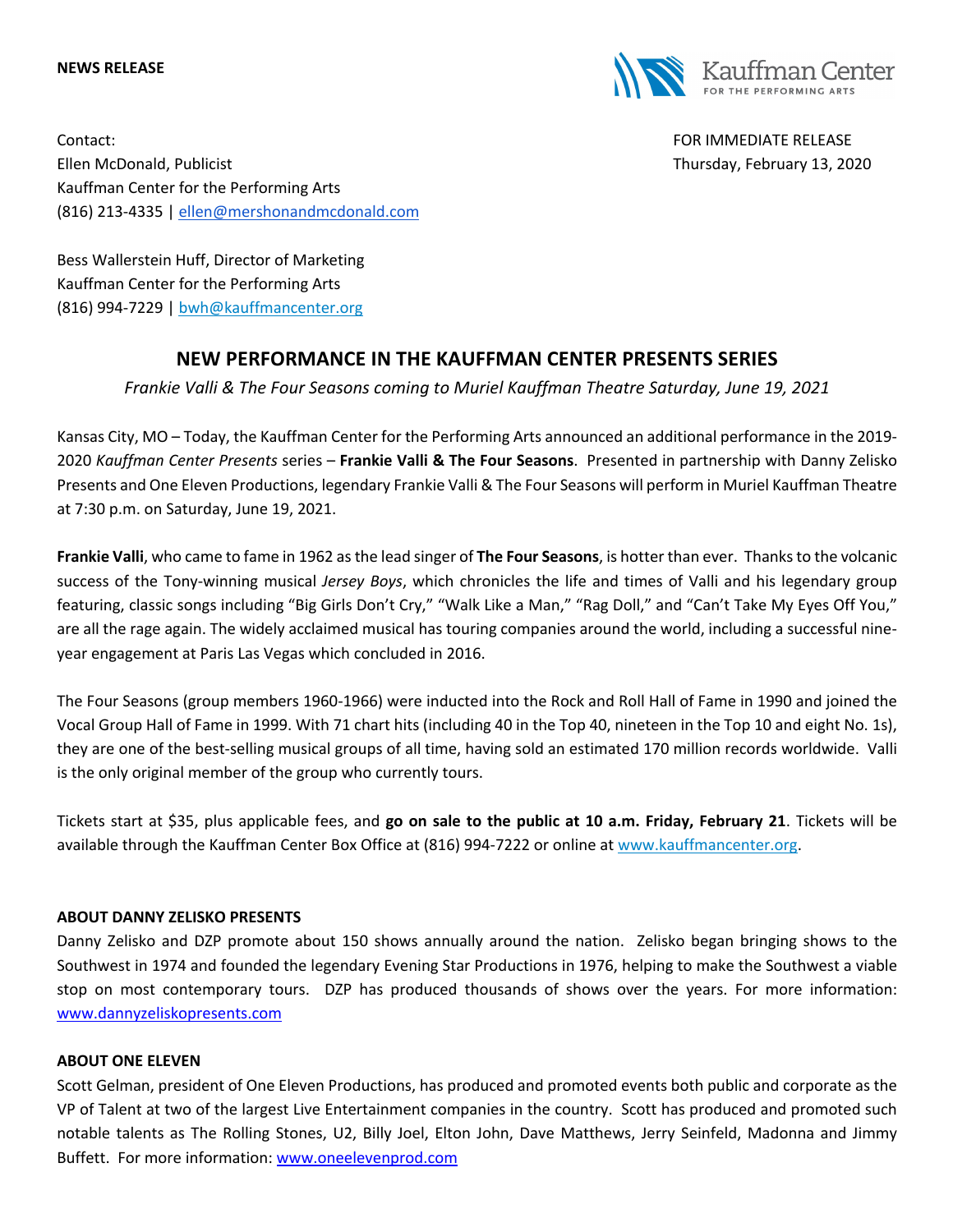**NEWS RELEASE**

Kauffman Center FOR THE PERFORMING ARTS

Contact:
Ellen McDonald, Publicist
Kauffman Center for the Performing Arts
(816) 213-4335 | ellen@mershonandmcdonald.com

FOR IMMEDIATE RELEASE
Thursday, February 13, 2020

Bess Wallerstein Huff, Director of Marketing
Kauffman Center for the Performing Arts
(816) 994-7229 | bwh@kauffmancenter.org

## NEW PERFORMANCE IN THE KAUFFMAN CENTER PRESENTS SERIES

*Frankie Valli & The Four Seasons coming to Muriel Kauffman Theatre Saturday, June 19, 2021*

Kansas City, MO – Today, the Kauffman Center for the Performing Arts announced an additional performance in the 2019-2020 *Kauffman Center Presents* series – **Frankie Valli & The Four Seasons**. Presented in partnership with Danny Zelisko Presents and One Eleven Productions, legendary Frankie Valli & The Four Seasons will perform in Muriel Kauffman Theatre at 7:30 p.m. on Saturday, June 19, 2021.

**Frankie Valli**, who came to fame in 1962 as the lead singer of **The Four Seasons**, is hotter than ever. Thanks to the volcanic success of the Tony-winning musical *Jersey Boys*, which chronicles the life and times of Valli and his legendary group featuring, classic songs including "Big Girls Don't Cry," "Walk Like a Man," "Rag Doll," and "Can't Take My Eyes Off You," are all the rage again. The widely acclaimed musical has touring companies around the world, including a successful nine-year engagement at Paris Las Vegas which concluded in 2016.

The Four Seasons (group members 1960-1966) were inducted into the Rock and Roll Hall of Fame in 1990 and joined the Vocal Group Hall of Fame in 1999. With 71 chart hits (including 40 in the Top 40, nineteen in the Top 10 and eight No. 1s), they are one of the best-selling musical groups of all time, having sold an estimated 170 million records worldwide. Valli is the only original member of the group who currently tours.

Tickets start at $35, plus applicable fees, and **go on sale to the public at 10 a.m. Friday, February 21**. Tickets will be available through the Kauffman Center Box Office at (816) 994-7222 or online at www.kauffmancenter.org.

**ABOUT DANNY ZELISKO PRESENTS**

Danny Zelisko and DZP promote about 150 shows annually around the nation. Zelisko began bringing shows to the Southwest in 1974 and founded the legendary Evening Star Productions in 1976, helping to make the Southwest a viable stop on most contemporary tours. DZP has produced thousands of shows over the years. For more information: www.dannyzeliskopresents.com

**ABOUT ONE ELEVEN**

Scott Gelman, president of One Eleven Productions, has produced and promoted events both public and corporate as the VP of Talent at two of the largest Live Entertainment companies in the country. Scott has produced and promoted such notable talents as The Rolling Stones, U2, Billy Joel, Elton John, Dave Matthews, Jerry Seinfeld, Madonna and Jimmy Buffett. For more information: www.oneelevenprod.com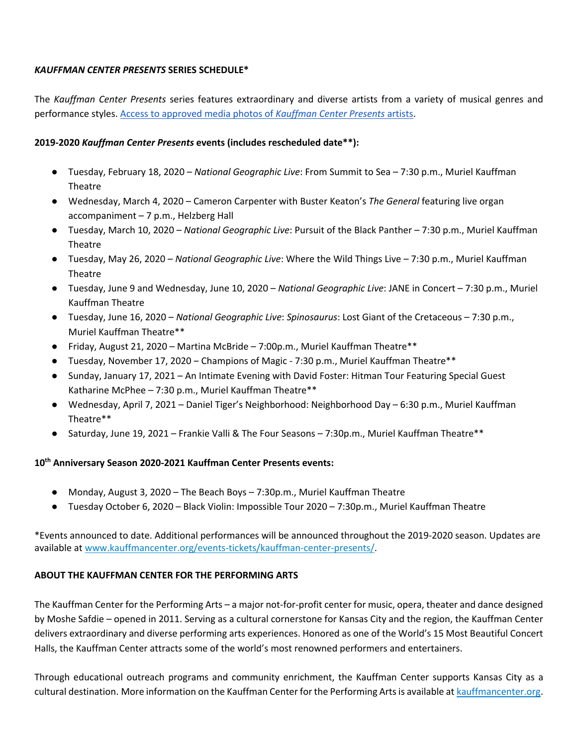***KAUFFMAN CENTER PRESENTS* SERIES SCHEDULE***

The *Kauffman Center Presents* series features extraordinary and diverse artists from a variety of musical genres and performance styles. [Access to approved media photos of *Kauffman Center Presents* artists](#).

**2019-2020 *Kauffman Center Presents* events (includes rescheduled date**):**

- Tuesday, February 18, 2020 – *National Geographic Live*: From Summit to Sea – 7:30 p.m., Muriel Kauffman Theatre
- Wednesday, March 4, 2020 – Cameron Carpenter with Buster Keaton's *The General* featuring live organ accompaniment – 7 p.m., Helzberg Hall
- Tuesday, March 10, 2020 – *National Geographic Live*: Pursuit of the Black Panther – 7:30 p.m., Muriel Kauffman Theatre
- Tuesday, May 26, 2020 – *National Geographic Live*: Where the Wild Things Live – 7:30 p.m., Muriel Kauffman Theatre
- Tuesday, June 9 and Wednesday, June 10, 2020 – *National Geographic Live*: JANE in Concert – 7:30 p.m., Muriel Kauffman Theatre
- Tuesday, June 16, 2020 – *National Geographic Live*: *Spinosaurus*: Lost Giant of the Cretaceous – 7:30 p.m., Muriel Kauffman Theatre**
- Friday, August 21, 2020 – Martina McBride – 7:00p.m., Muriel Kauffman Theatre**
- Tuesday, November 17, 2020 – Champions of Magic - 7:30 p.m., Muriel Kauffman Theatre**
- Sunday, January 17, 2021 – An Intimate Evening with David Foster: Hitman Tour Featuring Special Guest Katharine McPhee – 7:30 p.m., Muriel Kauffman Theatre**
- Wednesday, April 7, 2021 – Daniel Tiger's Neighborhood: Neighborhood Day – 6:30 p.m., Muriel Kauffman Theatre**
- Saturday, June 19, 2021 – Frankie Valli & The Four Seasons – 7:30p.m., Muriel Kauffman Theatre**

**10th Anniversary Season 2020-2021 Kauffman Center Presents events:**

- Monday, August 3, 2020 – The Beach Boys – 7:30p.m., Muriel Kauffman Theatre
- Tuesday October 6, 2020 – Black Violin: Impossible Tour 2020 – 7:30p.m., Muriel Kauffman Theatre

*Events announced to date. Additional performances will be announced throughout the 2019-2020 season. Updates are available at [www.kauffmancenter.org/events-tickets/kauffman-center-presents/](http://www.kauffmancenter.org/events-tickets/kauffman-center-presents/).

**ABOUT THE KAUFFMAN CENTER FOR THE PERFORMING ARTS**

The Kauffman Center for the Performing Arts – a major not-for-profit center for music, opera, theater and dance designed by Moshe Safdie – opened in 2011. Serving as a cultural cornerstone for Kansas City and the region, the Kauffman Center delivers extraordinary and diverse performing arts experiences. Honored as one of the World's 15 Most Beautiful Concert Halls, the Kauffman Center attracts some of the world's most renowned performers and entertainers.

Through educational outreach programs and community enrichment, the Kauffman Center supports Kansas City as a cultural destination. More information on the Kauffman Center for the Performing Arts is available at [kauffmancenter.org](http://kauffmancenter.org).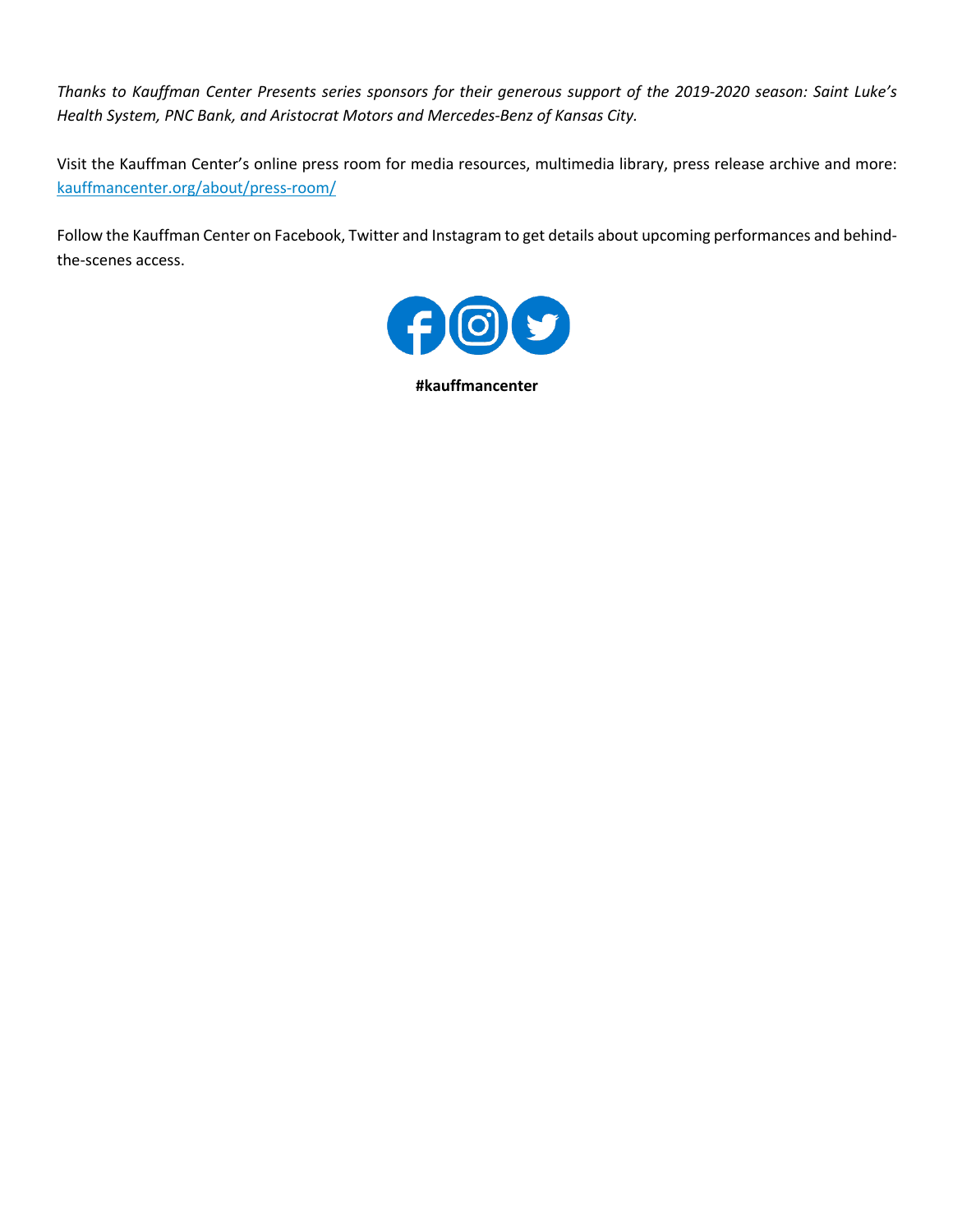*Thanks to Kauffman Center Presents series sponsors for their generous support of the 2019-2020 season: Saint Luke's Health System, PNC Bank, and Aristocrat Motors and Mercedes-Benz of Kansas City.*

Visit the Kauffman Center's online press room for media resources, multimedia library, press release archive and more: [kauffmancenter.org/about/press-room/](kauffmancenter.org/about/press-room/)

Follow the Kauffman Center on Facebook, Twitter and Instagram to get details about upcoming performances and behind-the-scenes access.

**#kauffmancenter**